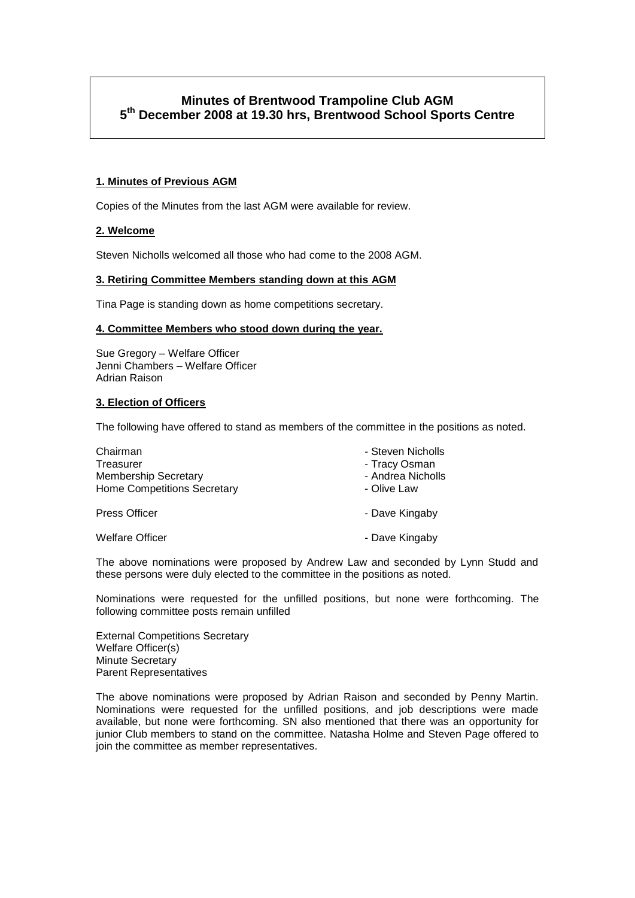# Minutes of Brentwood Trampoline Club AGM
## 5th December 2008 at 19.30 hrs, Brentwood School Sports Centre

**1. Minutes of Previous AGM**

Copies of the Minutes from the last AGM were available for review.

**2. Welcome**

Steven Nicholls welcomed all those who had come to the 2008 AGM.

**3. Retiring Committee Members standing down at this AGM**

Tina Page is standing down as home competitions secretary.

**4. Committee Members who stood down during the year.**

Sue Gregory – Welfare Officer
Jenni Chambers – Welfare Officer
Adrian Raison

**3. Election of Officers**

The following have offered to stand as members of the committee in the positions as noted.

| | |
|---|---|
| Chairman | - Steven Nicholls |
| Treasurer | - Tracy Osman |
| Membership Secretary | - Andrea Nicholls |
| Home Competitions Secretary | - Olive Law |
| Press Officer | - Dave Kingaby |
| Welfare Officer | - Dave Kingaby |

The above nominations were proposed by Andrew Law and seconded by Lynn Studd and these persons were duly elected to the committee in the positions as noted.

Nominations were requested for the unfilled positions, but none were forthcoming. The following committee posts remain unfilled

External Competitions Secretary
Welfare Officer(s)
Minute Secretary
Parent Representatives

The above nominations were proposed by Adrian Raison and seconded by Penny Martin. Nominations were requested for the unfilled positions, and job descriptions were made available, but none were forthcoming. SN also mentioned that there was an opportunity for junior Club members to stand on the committee. Natasha Holme and Steven Page offered to join the committee as member representatives.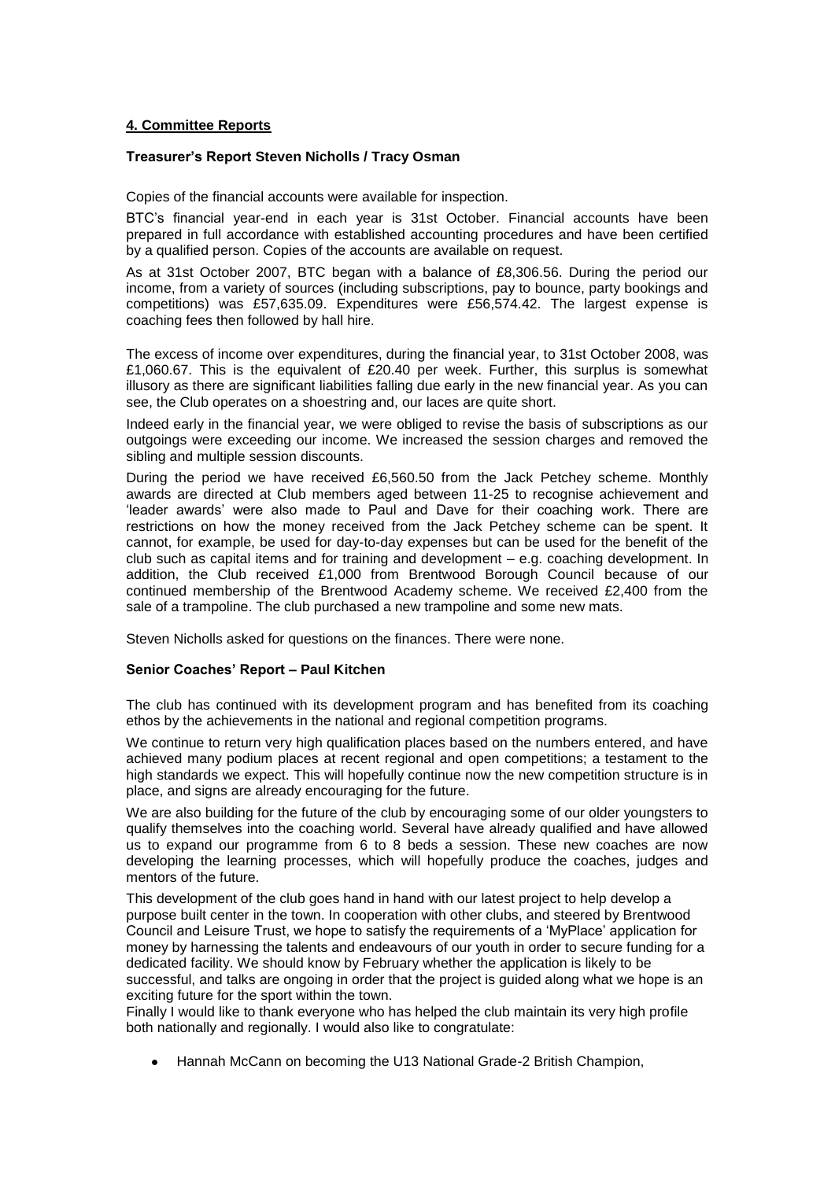## **4. Committee Reports**

### **Treasurer's Report Steven Nicholls / Tracy Osman**

Copies of the financial accounts were available for inspection.

BTC's financial year-end in each year is 31st October. Financial accounts have been prepared in full accordance with established accounting procedures and have been certified by a qualified person. Copies of the accounts are available on request.

As at 31st October 2007, BTC began with a balance of £8,306.56. During the period our income, from a variety of sources (including subscriptions, pay to bounce, party bookings and competitions) was £57,635.09. Expenditures were £56,574.42. The largest expense is coaching fees then followed by hall hire.

The excess of income over expenditures, during the financial year, to 31st October 2008, was £1,060.67. This is the equivalent of £20.40 per week. Further, this surplus is somewhat illusory as there are significant liabilities falling due early in the new financial year. As you can see, the Club operates on a shoestring and, our laces are quite short.

Indeed early in the financial year, we were obliged to revise the basis of subscriptions as our outgoings were exceeding our income. We increased the session charges and removed the sibling and multiple session discounts.

During the period we have received £6,560.50 from the Jack Petchey scheme. Monthly awards are directed at Club members aged between 11-25 to recognise achievement and 'leader awards' were also made to Paul and Dave for their coaching work. There are restrictions on how the money received from the Jack Petchey scheme can be spent. It cannot, for example, be used for day-to-day expenses but can be used for the benefit of the club such as capital items and for training and development – e.g. coaching development. In addition, the Club received £1,000 from Brentwood Borough Council because of our continued membership of the Brentwood Academy scheme. We received £2,400 from the sale of a trampoline. The club purchased a new trampoline and some new mats.

Steven Nicholls asked for questions on the finances. There were none.

### **Senior Coaches' Report – Paul Kitchen**

The club has continued with its development program and has benefited from its coaching ethos by the achievements in the national and regional competition programs.

We continue to return very high qualification places based on the numbers entered, and have achieved many podium places at recent regional and open competitions; a testament to the high standards we expect. This will hopefully continue now the new competition structure is in place, and signs are already encouraging for the future.

We are also building for the future of the club by encouraging some of our older youngsters to qualify themselves into the coaching world. Several have already qualified and have allowed us to expand our programme from 6 to 8 beds a session. These new coaches are now developing the learning processes, which will hopefully produce the coaches, judges and mentors of the future.

This development of the club goes hand in hand with our latest project to help develop a purpose built center in the town. In cooperation with other clubs, and steered by Brentwood Council and Leisure Trust, we hope to satisfy the requirements of a 'MyPlace' application for money by harnessing the talents and endeavours of our youth in order to secure funding for a dedicated facility. We should know by February whether the application is likely to be successful, and talks are ongoing in order that the project is guided along what we hope is an exciting future for the sport within the town.

Finally I would like to thank everyone who has helped the club maintain its very high profile both nationally and regionally. I would also like to congratulate:

- Hannah McCann on becoming the U13 National Grade-2 British Champion,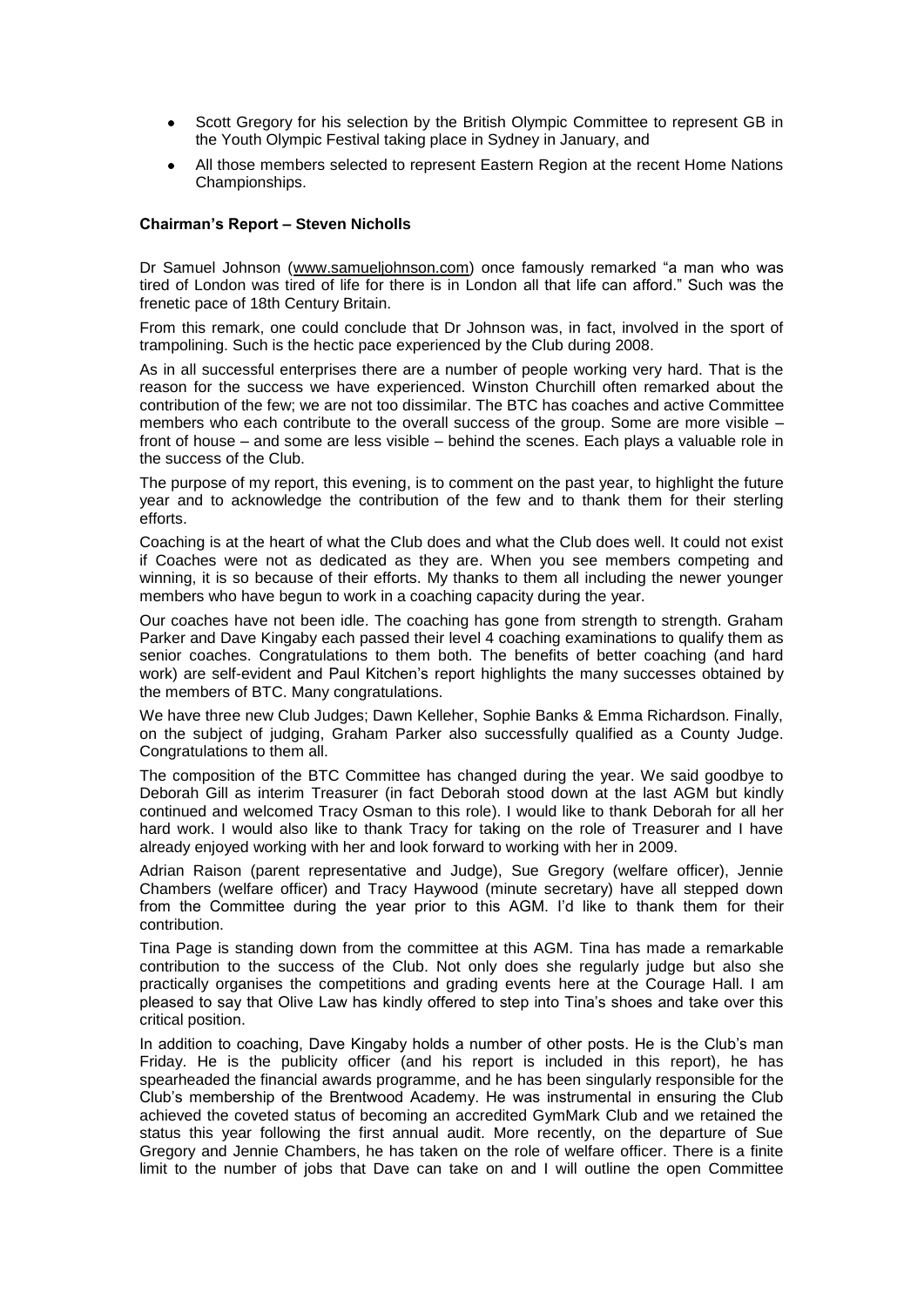- Scott Gregory for his selection by the British Olympic Committee to represent GB in the Youth Olympic Festival taking place in Sydney in January, and
- All those members selected to represent Eastern Region at the recent Home Nations Championships.

### Chairman's Report – Steven Nicholls

Dr Samuel Johnson (www.samueljohnson.com) once famously remarked "a man who was tired of London was tired of life for there is in London all that life can afford." Such was the frenetic pace of 18th Century Britain.

From this remark, one could conclude that Dr Johnson was, in fact, involved in the sport of trampolining. Such is the hectic pace experienced by the Club during 2008.

As in all successful enterprises there are a number of people working very hard. That is the reason for the success we have experienced. Winston Churchill often remarked about the contribution of the few; we are not too dissimilar. The BTC has coaches and active Committee members who each contribute to the overall success of the group. Some are more visible – front of house – and some are less visible – behind the scenes. Each plays a valuable role in the success of the Club.

The purpose of my report, this evening, is to comment on the past year, to highlight the future year and to acknowledge the contribution of the few and to thank them for their sterling efforts.

Coaching is at the heart of what the Club does and what the Club does well. It could not exist if Coaches were not as dedicated as they are. When you see members competing and winning, it is so because of their efforts. My thanks to them all including the newer younger members who have begun to work in a coaching capacity during the year.

Our coaches have not been idle. The coaching has gone from strength to strength. Graham Parker and Dave Kingaby each passed their level 4 coaching examinations to qualify them as senior coaches. Congratulations to them both. The benefits of better coaching (and hard work) are self-evident and Paul Kitchen's report highlights the many successes obtained by the members of BTC. Many congratulations.

We have three new Club Judges; Dawn Kelleher, Sophie Banks & Emma Richardson. Finally, on the subject of judging, Graham Parker also successfully qualified as a County Judge. Congratulations to them all.

The composition of the BTC Committee has changed during the year. We said goodbye to Deborah Gill as interim Treasurer (in fact Deborah stood down at the last AGM but kindly continued and welcomed Tracy Osman to this role). I would like to thank Deborah for all her hard work. I would also like to thank Tracy for taking on the role of Treasurer and I have already enjoyed working with her and look forward to working with her in 2009.

Adrian Raison (parent representative and Judge), Sue Gregory (welfare officer), Jennie Chambers (welfare officer) and Tracy Haywood (minute secretary) have all stepped down from the Committee during the year prior to this AGM. I'd like to thank them for their contribution.

Tina Page is standing down from the committee at this AGM. Tina has made a remarkable contribution to the success of the Club. Not only does she regularly judge but also she practically organises the competitions and grading events here at the Courage Hall. I am pleased to say that Olive Law has kindly offered to step into Tina's shoes and take over this critical position.

In addition to coaching, Dave Kingaby holds a number of other posts. He is the Club's man Friday. He is the publicity officer (and his report is included in this report), he has spearheaded the financial awards programme, and he has been singularly responsible for the Club's membership of the Brentwood Academy. He was instrumental in ensuring the Club achieved the coveted status of becoming an accredited GymMark Club and we retained the status this year following the first annual audit. More recently, on the departure of Sue Gregory and Jennie Chambers, he has taken on the role of welfare officer. There is a finite limit to the number of jobs that Dave can take on and I will outline the open Committee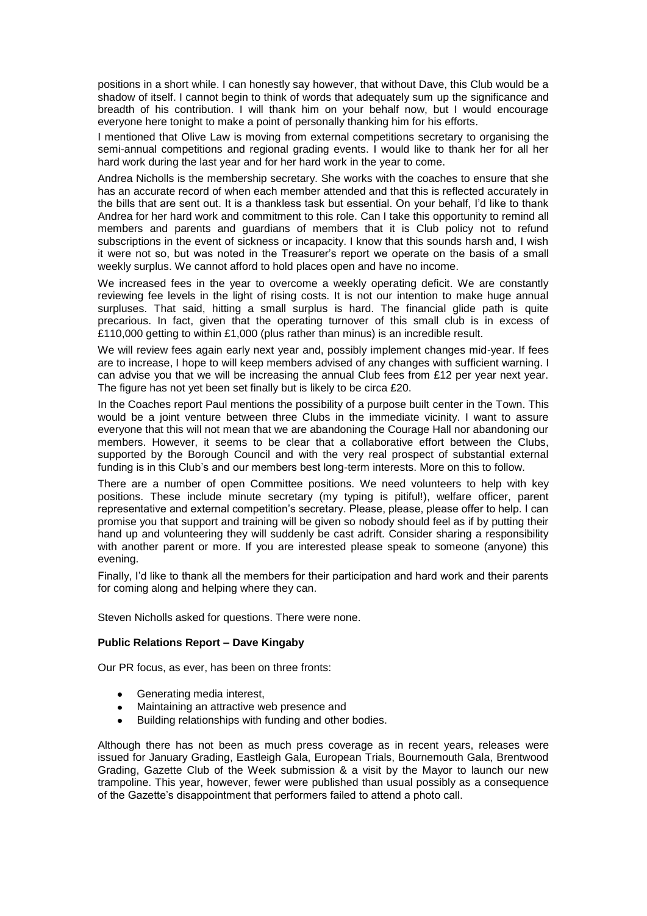positions in a short while. I can honestly say however, that without Dave, this Club would be a shadow of itself. I cannot begin to think of words that adequately sum up the significance and breadth of his contribution. I will thank him on your behalf now, but I would encourage everyone here tonight to make a point of personally thanking him for his efforts.

I mentioned that Olive Law is moving from external competitions secretary to organising the semi-annual competitions and regional grading events. I would like to thank her for all her hard work during the last year and for her hard work in the year to come.

Andrea Nicholls is the membership secretary. She works with the coaches to ensure that she has an accurate record of when each member attended and that this is reflected accurately in the bills that are sent out. It is a thankless task but essential. On your behalf, I'd like to thank Andrea for her hard work and commitment to this role. Can I take this opportunity to remind all members and parents and guardians of members that it is Club policy not to refund subscriptions in the event of sickness or incapacity. I know that this sounds harsh and, I wish it were not so, but was noted in the Treasurer's report we operate on the basis of a small weekly surplus. We cannot afford to hold places open and have no income.

We increased fees in the year to overcome a weekly operating deficit. We are constantly reviewing fee levels in the light of rising costs. It is not our intention to make huge annual surpluses. That said, hitting a small surplus is hard. The financial glide path is quite precarious. In fact, given that the operating turnover of this small club is in excess of £110,000 getting to within £1,000 (plus rather than minus) is an incredible result.

We will review fees again early next year and, possibly implement changes mid-year. If fees are to increase, I hope to will keep members advised of any changes with sufficient warning. I can advise you that we will be increasing the annual Club fees from £12 per year next year. The figure has not yet been set finally but is likely to be circa £20.

In the Coaches report Paul mentions the possibility of a purpose built center in the Town. This would be a joint venture between three Clubs in the immediate vicinity. I want to assure everyone that this will not mean that we are abandoning the Courage Hall nor abandoning our members. However, it seems to be clear that a collaborative effort between the Clubs, supported by the Borough Council and with the very real prospect of substantial external funding is in this Club's and our members best long-term interests. More on this to follow.

There are a number of open Committee positions. We need volunteers to help with key positions. These include minute secretary (my typing is pitiful!), welfare officer, parent representative and external competition's secretary. Please, please, please offer to help. I can promise you that support and training will be given so nobody should feel as if by putting their hand up and volunteering they will suddenly be cast adrift. Consider sharing a responsibility with another parent or more. If you are interested please speak to someone (anyone) this evening.

Finally, I'd like to thank all the members for their participation and hard work and their parents for coming along and helping where they can.

Steven Nicholls asked for questions. There were none.

**Public Relations Report – Dave Kingaby**

Our PR focus, as ever, has been on three fronts:

- Generating media interest,
- Maintaining an attractive web presence and
- Building relationships with funding and other bodies.

Although there has not been as much press coverage as in recent years, releases were issued for January Grading, Eastleigh Gala, European Trials, Bournemouth Gala, Brentwood Grading, Gazette Club of the Week submission & a visit by the Mayor to launch our new trampoline. This year, however, fewer were published than usual possibly as a consequence of the Gazette's disappointment that performers failed to attend a photo call.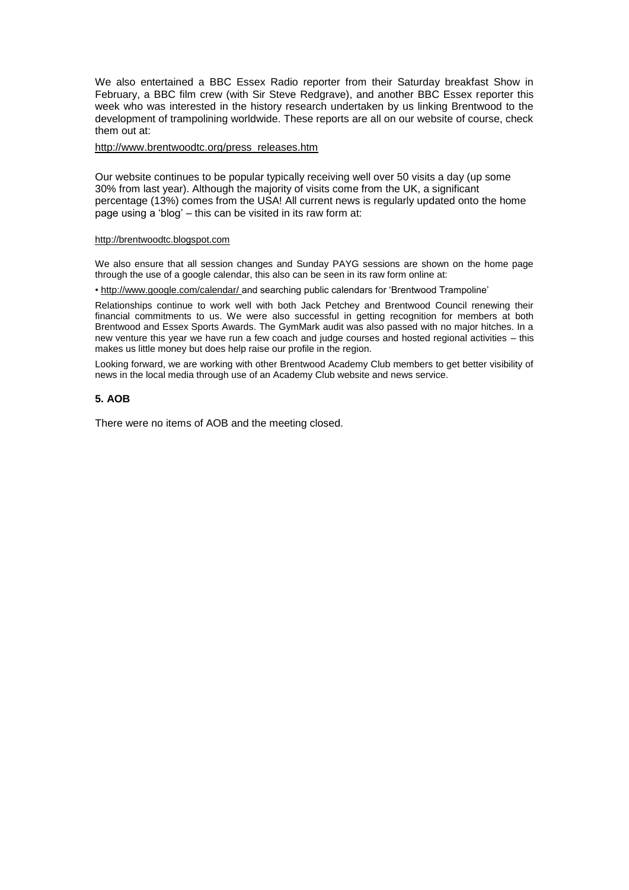We also entertained a BBC Essex Radio reporter from their Saturday breakfast Show in February, a BBC film crew (with Sir Steve Redgrave), and another BBC Essex reporter this week who was interested in the history research undertaken by us linking Brentwood to the development of trampolining worldwide. These reports are all on our website of course, check them out at:

http://www.brentwoodtc.org/press_releases.htm

Our website continues to be popular typically receiving well over 50 visits a day (up some 30% from last year). Although the majority of visits come from the UK, a significant percentage (13%) comes from the USA! All current news is regularly updated onto the home page using a 'blog' – this can be visited in its raw form at:

http://brentwoodtc.blogspot.com

We also ensure that all session changes and Sunday PAYG sessions are shown on the home page through the use of a google calendar, this also can be seen in its raw form online at:

- http://www.google.com/calendar/ and searching public calendars for 'Brentwood Trampoline'

Relationships continue to work well with both Jack Petchey and Brentwood Council renewing their financial commitments to us. We were also successful in getting recognition for members at both Brentwood and Essex Sports Awards. The GymMark audit was also passed with no major hitches. In a new venture this year we have run a few coach and judge courses and hosted regional activities – this makes us little money but does help raise our profile in the region.

Looking forward, we are working with other Brentwood Academy Club members to get better visibility of news in the local media through use of an Academy Club website and news service.

**5. AOB**

There were no items of AOB and the meeting closed.